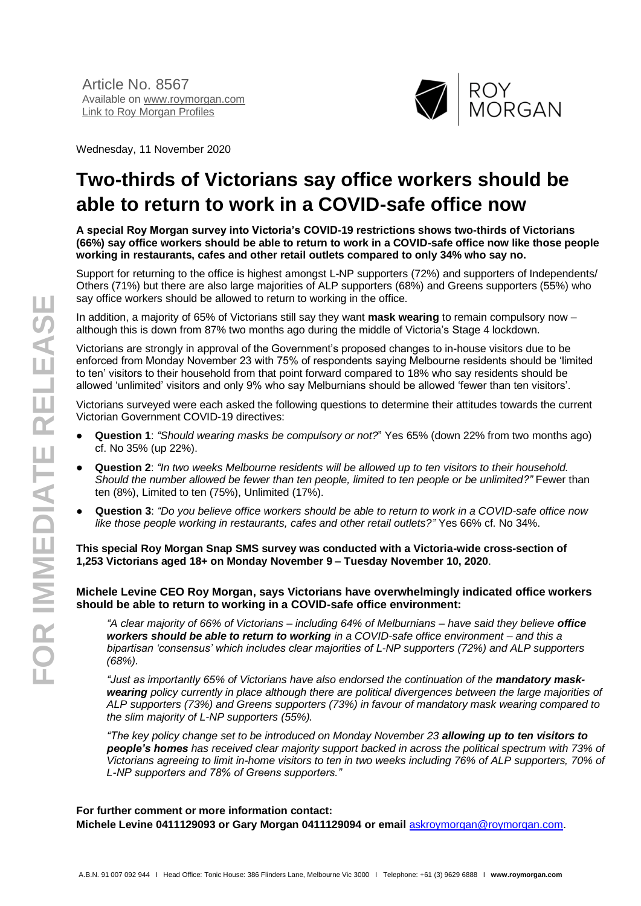Article No. 8567
Available on [www.roymorgan.com](http://www.roymorgan.com)
[Link to Roy Morgan Profiles]()

ROY MORGAN

Wednesday, 11 November 2020

# Two-thirds of Victorians say office workers should be able to return to work in a COVID-safe office now

**A special Roy Morgan survey into Victoria's COVID-19 restrictions shows two-thirds of Victorians (66%) say office workers should be able to return to work in a COVID-safe office now like those people working in restaurants, cafes and other retail outlets compared to only 34% who say no.**

Support for returning to the office is highest amongst L-NP supporters (72%) and supporters of Independents/ Others (71%) but there are also large majorities of ALP supporters (68%) and Greens supporters (55%) who say office workers should be allowed to return to working in the office.

In addition, a majority of 65% of Victorians still say they want **mask wearing** to remain compulsory now – although this is down from 87% two months ago during the middle of Victoria's Stage 4 lockdown.

Victorians are strongly in approval of the Government's proposed changes to in-house visitors due to be enforced from Monday November 23 with 75% of respondents saying Melbourne residents should be 'limited to ten' visitors to their household from that point forward compared to 18% who say residents should be allowed 'unlimited' visitors and only 9% who say Melburnians should be allowed 'fewer than ten visitors'.

Victorians surveyed were each asked the following questions to determine their attitudes towards the current Victorian Government COVID-19 directives:

- **Question 1**: *"Should wearing masks be compulsory or not?"* Yes 65% (down 22% from two months ago) cf. No 35% (up 22%).
- **Question 2**: *"In two weeks Melbourne residents will be allowed up to ten visitors to their household. Should the number allowed be fewer than ten people, limited to ten people or be unlimited?"* Fewer than ten (8%), Limited to ten (75%), Unlimited (17%).
- **Question 3**: *"Do you believe office workers should be able to return to work in a COVID-safe office now like those people working in restaurants, cafes and other retail outlets?"* Yes 66% cf. No 34%.

**This special Roy Morgan Snap SMS survey was conducted with a Victoria-wide cross-section of 1,253 Victorians aged 18+ on Monday November 9 – Tuesday November 10, 2020**.

**Michele Levine CEO Roy Morgan, says Victorians have overwhelmingly indicated office workers should be able to return to working in a COVID-safe office environment:**

> *"A clear majority of 66% of Victorians – including 64% of Melburnians – have said they believe **office workers should be able to return to working** in a COVID-safe office environment – and this a bipartisan 'consensus' which includes clear majorities of L-NP supporters (72%) and ALP supporters (68%).*
>
> *"Just as importantly 65% of Victorians have also endorsed the continuation of the **mandatory mask-wearing** policy currently in place although there are political divergences between the large majorities of ALP supporters (73%) and Greens supporters (73%) in favour of mandatory mask wearing compared to the slim majority of L-NP supporters (55%).*
>
> *"The key policy change set to be introduced on Monday November 23 **allowing up to ten visitors to people's homes** has received clear majority support backed in across the political spectrum with 73% of Victorians agreeing to limit in-home visitors to ten in two weeks including 76% of ALP supporters, 70% of L-NP supporters and 78% of Greens supporters."*

**For further comment or more information contact:**
**Michele Levine 0411129093 or Gary Morgan 0411129094 or email** [askroymorgan@roymorgan.com](mailto:askroymorgan@roymorgan.com).

FOR IMMEDIATE RELEASE

A.B.N. 91 007 092 944 I Head Office: Tonic House: 386 Flinders Lane, Melbourne Vic 3000 I Telephone: +61 (3) 9629 6888 I **www.roymorgan.com**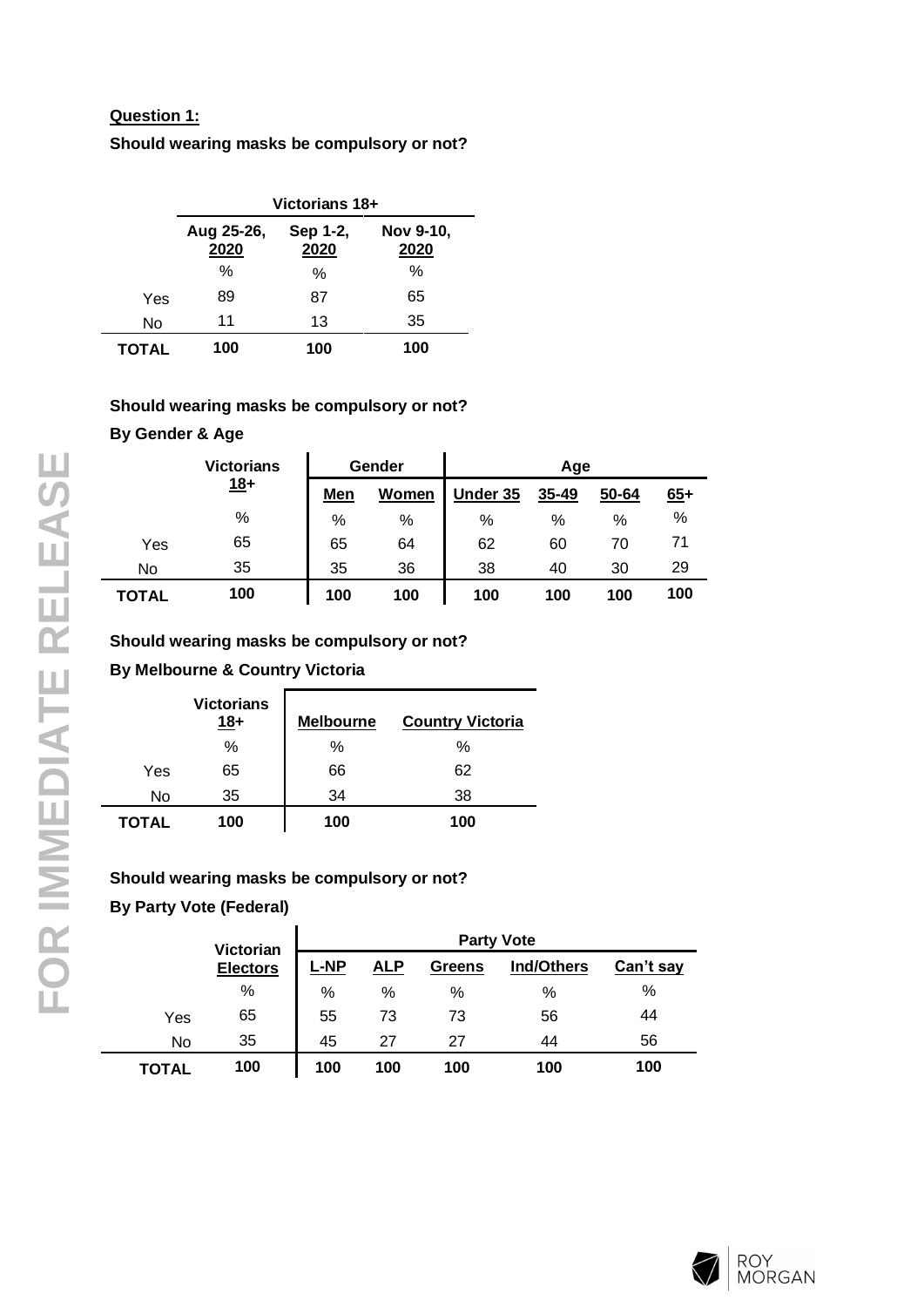**Question 1:**

**Should wearing masks be compulsory or not?**

| | Victorians 18+ | | |
|---|---|---|---|
| | Aug 25-26, 2020 | Sep 1-2, 2020 | Nov 9-10, 2020 |
| | % | % | % |
| Yes | 89 | 87 | 65 |
| No | 11 | 13 | 35 |
| **TOTAL** | **100** | **100** | **100** |

**Should wearing masks be compulsory or not?**

**By Gender & Age**

| | Victorians 18+ | Gender | | Age | | | |
|---|---|---|---|---|---|---|---|
| | | Men | Women | Under 35 | 35-49 | 50-64 | 65+ |
| | % | % | % | % | % | % | % |
| Yes | 65 | 65 | 64 | 62 | 60 | 70 | 71 |
| No | 35 | 35 | 36 | 38 | 40 | 30 | 29 |
| **TOTAL** | **100** | **100** | **100** | **100** | **100** | **100** | **100** |

**Should wearing masks be compulsory or not?**

**By Melbourne & Country Victoria**

| | Victorians 18+ | Melbourne | Country Victoria |
|---|---|---|---|
| | % | % | % |
| Yes | 65 | 66 | 62 |
| No | 35 | 34 | 38 |
| **TOTAL** | **100** | **100** | **100** |

**Should wearing masks be compulsory or not?**

**By Party Vote (Federal)**

| | Victorian Electors | Party Vote | | | | |
|---|---|---|---|---|---|---|
| | | L-NP | ALP | Greens | Ind/Others | Can't say |
| | % | % | % | % | % | % |
| Yes | 65 | 55 | 73 | 73 | 56 | 44 |
| No | 35 | 45 | 27 | 27 | 44 | 56 |
| **TOTAL** | **100** | **100** | **100** | **100** | **100** | **100** |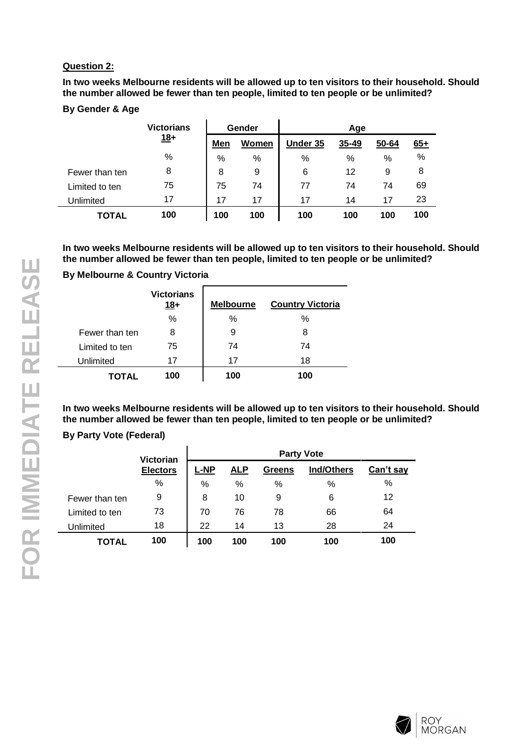**Question 2:**

**In two weeks Melbourne residents will be allowed up to ten visitors to their household. Should the number allowed be fewer than ten people, limited to ten people or be unlimited?**

**By Gender & Age**

| | Victorians 18+ | Gender | | Age | | | |
|---|---|---|---|---|---|---|---|
| | | Men | Women | Under 35 | 35-49 | 50-64 | 65+ |
| | % | % | % | % | % | % | % |
| Fewer than ten | 8 | 8 | 9 | 6 | 12 | 9 | 8 |
| Limited to ten | 75 | 75 | 74 | 77 | 74 | 74 | 69 |
| Unlimited | 17 | 17 | 17 | 17 | 14 | 17 | 23 |
| **TOTAL** | **100** | **100** | **100** | **100** | **100** | **100** | **100** |

**In two weeks Melbourne residents will be allowed up to ten visitors to their household. Should the number allowed be fewer than ten people, limited to ten people or be unlimited?**

**By Melbourne & Country Victoria**

| | Victorians 18+ | Melbourne | Country Victoria |
|---|---|---|---|
| | % | % | % |
| Fewer than ten | 8 | 9 | 8 |
| Limited to ten | 75 | 74 | 74 |
| Unlimited | 17 | 17 | 18 |
| **TOTAL** | **100** | **100** | **100** |

**In two weeks Melbourne residents will be allowed up to ten visitors to their household. Should the number allowed be fewer than ten people, limited to ten people or be unlimited?**

**By Party Vote (Federal)**

| | Victorian Electors | Party Vote | | | | |
|---|---|---|---|---|---|---|
| | | L-NP | ALP | Greens | Ind/Others | Can't say |
| | % | % | % | % | % | % |
| Fewer than ten | 9 | 8 | 10 | 9 | 6 | 12 |
| Limited to ten | 73 | 70 | 76 | 78 | 66 | 64 |
| Unlimited | 18 | 22 | 14 | 13 | 28 | 24 |
| **TOTAL** | **100** | **100** | **100** | **100** | **100** | **100** |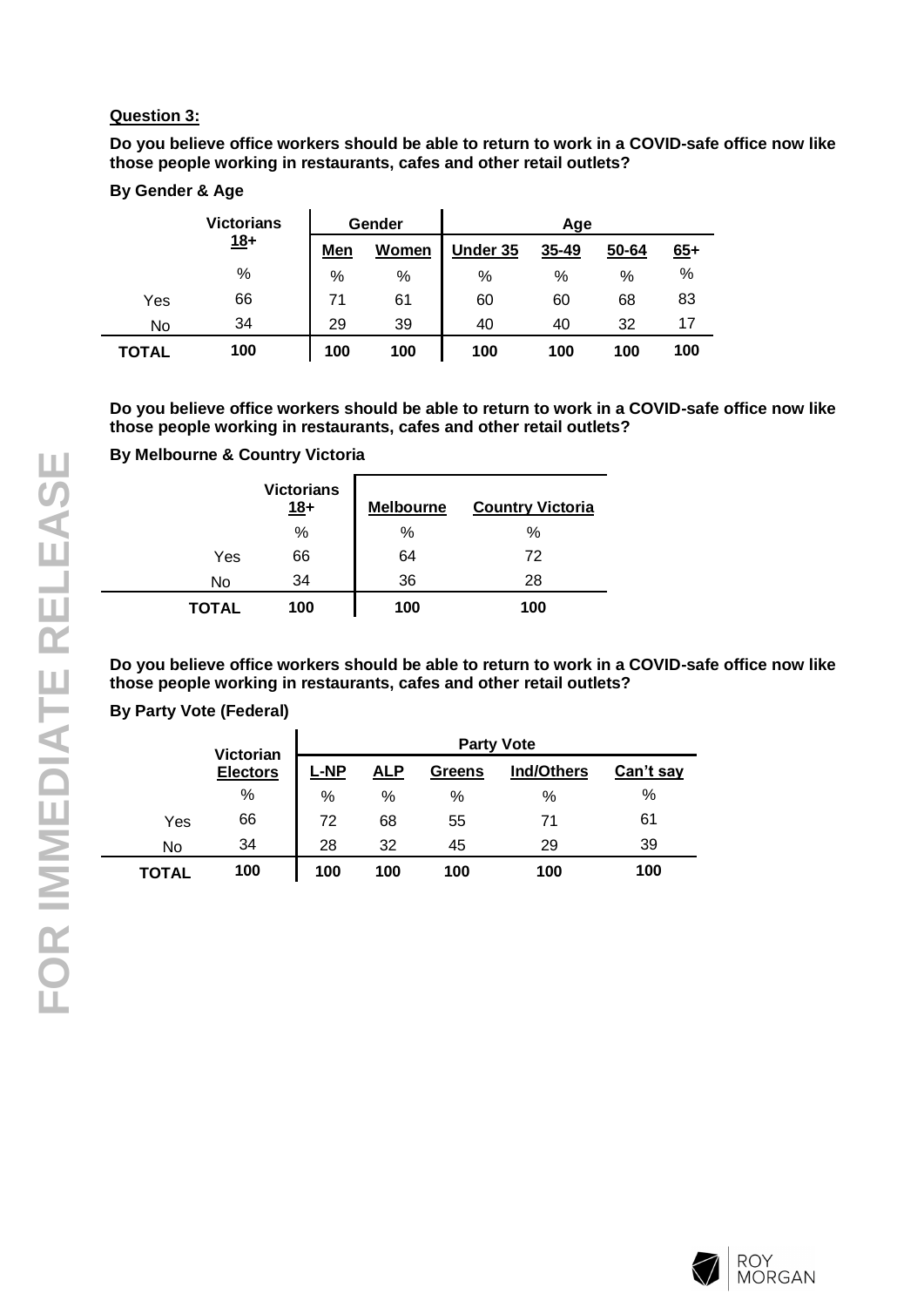**Question 3:**

**Do you believe office workers should be able to return to work in a COVID-safe office now like those people working in restaurants, cafes and other retail outlets?**

**By Gender & Age**

| | Victorians 18+ | Gender | | Age | | | |
|---|---|---|---|---|---|---|---|
| | | Men | Women | Under 35 | 35-49 | 50-64 | 65+ |
| | % | % | % | % | % | % | % |
| Yes | 66 | 71 | 61 | 60 | 60 | 68 | 83 |
| No | 34 | 29 | 39 | 40 | 40 | 32 | 17 |
| **TOTAL** | **100** | **100** | **100** | **100** | **100** | **100** | **100** |

**Do you believe office workers should be able to return to work in a COVID-safe office now like those people working in restaurants, cafes and other retail outlets?**

**By Melbourne & Country Victoria**

| | Victorians 18+ | Melbourne | Country Victoria |
|---|---|---|---|
| | % | % | % |
| Yes | 66 | 64 | 72 |
| No | 34 | 36 | 28 |
| **TOTAL** | **100** | **100** | **100** |

**Do you believe office workers should be able to return to work in a COVID-safe office now like those people working in restaurants, cafes and other retail outlets?**

**By Party Vote (Federal)**

| | Victorian Electors | Party Vote | | | | |
|---|---|---|---|---|---|---|
| | | L-NP | ALP | Greens | Ind/Others | Can't say |
| | % | % | % | % | % | % |
| Yes | 66 | 72 | 68 | 55 | 71 | 61 |
| No | 34 | 28 | 32 | 45 | 29 | 39 |
| **TOTAL** | **100** | **100** | **100** | **100** | **100** | **100** |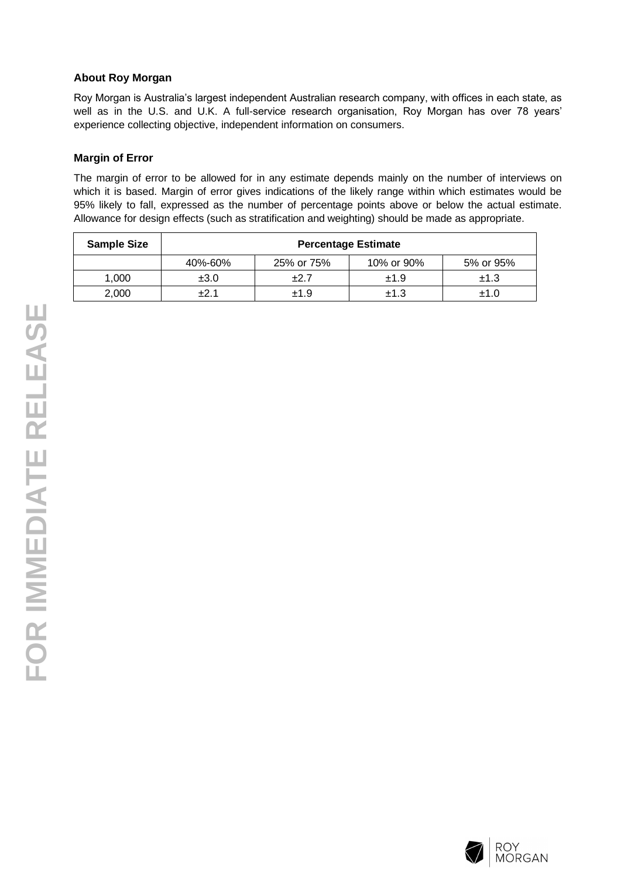### About Roy Morgan

Roy Morgan is Australia's largest independent Australian research company, with offices in each state, as well as in the U.S. and U.K. A full-service research organisation, Roy Morgan has over 78 years' experience collecting objective, independent information on consumers.

### Margin of Error

The margin of error to be allowed for in any estimate depends mainly on the number of interviews on which it is based. Margin of error gives indications of the likely range within which estimates would be 95% likely to fall, expressed as the number of percentage points above or below the actual estimate. Allowance for design effects (such as stratification and weighting) should be made as appropriate.

| Sample Size | Percentage Estimate | | | |
|---|---|---|---|---|
| | 40%-60% | 25% or 75% | 10% or 90% | 5% or 95% |
| 1,000 | ±3.0 | ±2.7 | ±1.9 | ±1.3 |
| 2,000 | ±2.1 | ±1.9 | ±1.3 | ±1.0 |